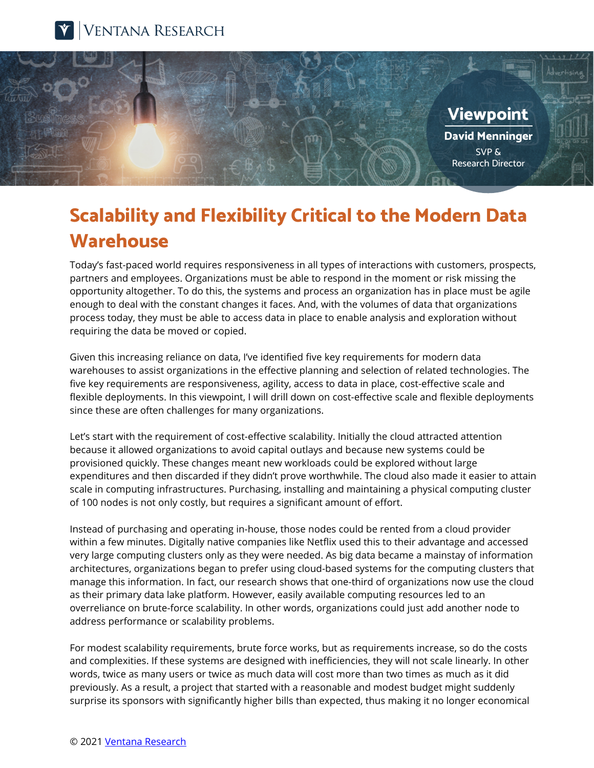# Scalability and Flexibility Critical to the Modern Data Warehouse

**Viewpoint**

**David Menninger**
SVP & Research Director

Today's fast-paced world requires responsiveness in all types of interactions with customers, prospects, partners and employees. Organizations must be able to respond in the moment or risk missing the opportunity altogether. To do this, the systems and process an organization has in place must be agile enough to deal with the constant changes it faces. And, with the volumes of data that organizations process today, they must be able to access data in place to enable analysis and exploration without requiring the data be moved or copied.

Given this increasing reliance on data, I've identified five key requirements for modern data warehouses to assist organizations in the effective planning and selection of related technologies. The five key requirements are responsiveness, agility, access to data in place, cost-effective scale and flexible deployments. In this viewpoint, I will drill down on cost-effective scale and flexible deployments since these are often challenges for many organizations.

Let's start with the requirement of cost-effective scalability. Initially the cloud attracted attention because it allowed organizations to avoid capital outlays and because new systems could be provisioned quickly. These changes meant new workloads could be explored without large expenditures and then discarded if they didn't prove worthwhile. The cloud also made it easier to attain scale in computing infrastructures. Purchasing, installing and maintaining a physical computing cluster of 100 nodes is not only costly, but requires a significant amount of effort.

Instead of purchasing and operating in-house, those nodes could be rented from a cloud provider within a few minutes. Digitally native companies like Netflix used this to their advantage and accessed very large computing clusters only as they were needed. As big data became a mainstay of information architectures, organizations began to prefer using cloud-based systems for the computing clusters that manage this information. In fact, our research shows that one-third of organizations now use the cloud as their primary data lake platform. However, easily available computing resources led to an overreliance on brute-force scalability. In other words, organizations could just add another node to address performance or scalability problems.

For modest scalability requirements, brute force works, but as requirements increase, so do the costs and complexities. If these systems are designed with inefficiencies, they will not scale linearly. In other words, twice as many users or twice as much data will cost more than two times as much as it did previously. As a result, a project that started with a reasonable and modest budget might suddenly surprise its sponsors with significantly higher bills than expected, thus making it no longer economical

© 2021 Ventana Research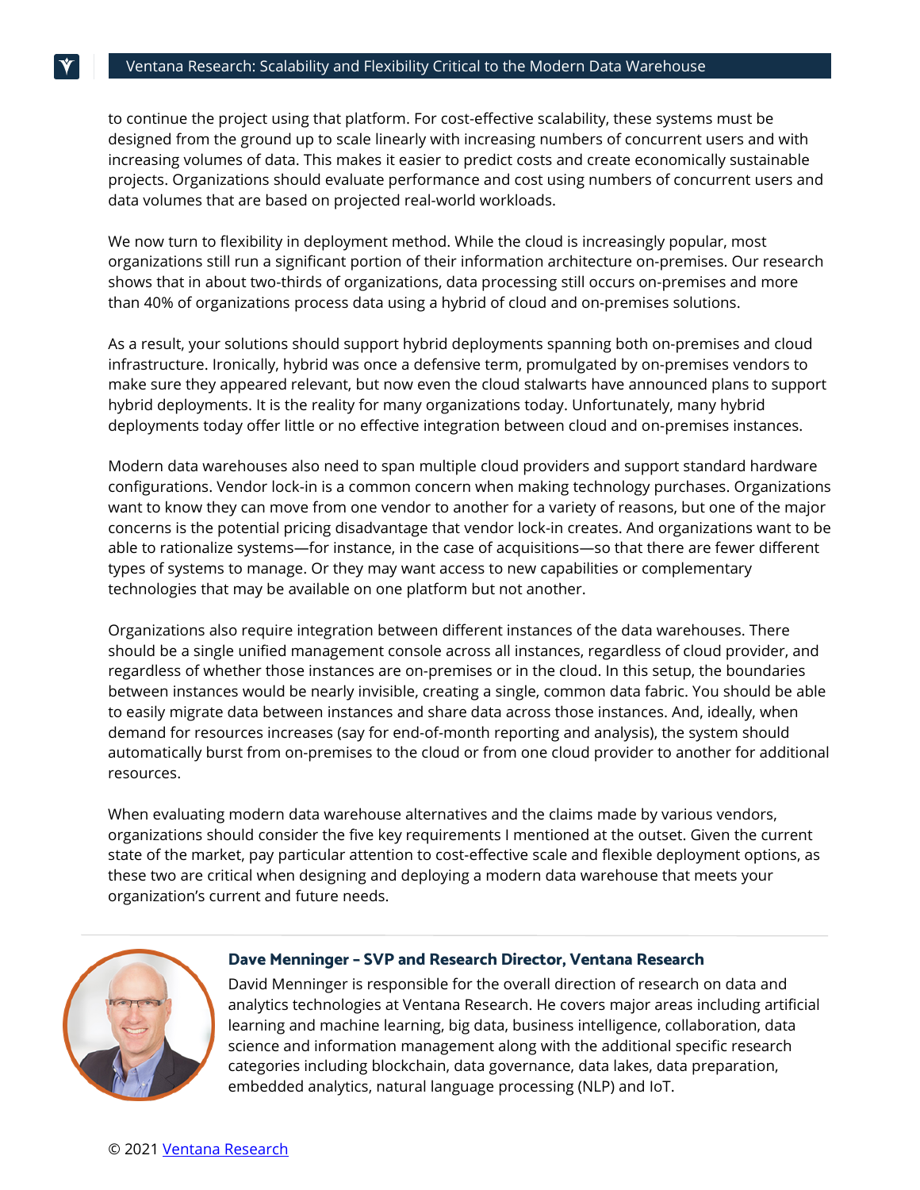to continue the project using that platform. For cost-effective scalability, these systems must be designed from the ground up to scale linearly with increasing numbers of concurrent users and with increasing volumes of data. This makes it easier to predict costs and create economically sustainable projects. Organizations should evaluate performance and cost using numbers of concurrent users and data volumes that are based on projected real-world workloads.

We now turn to flexibility in deployment method. While the cloud is increasingly popular, most organizations still run a significant portion of their information architecture on-premises. Our research shows that in about two-thirds of organizations, data processing still occurs on-premises and more than 40% of organizations process data using a hybrid of cloud and on-premises solutions.

As a result, your solutions should support hybrid deployments spanning both on-premises and cloud infrastructure. Ironically, hybrid was once a defensive term, promulgated by on-premises vendors to make sure they appeared relevant, but now even the cloud stalwarts have announced plans to support hybrid deployments. It is the reality for many organizations today. Unfortunately, many hybrid deployments today offer little or no effective integration between cloud and on-premises instances.

Modern data warehouses also need to span multiple cloud providers and support standard hardware configurations. Vendor lock-in is a common concern when making technology purchases. Organizations want to know they can move from one vendor to another for a variety of reasons, but one of the major concerns is the potential pricing disadvantage that vendor lock-in creates. And organizations want to be able to rationalize systems—for instance, in the case of acquisitions—so that there are fewer different types of systems to manage. Or they may want access to new capabilities or complementary technologies that may be available on one platform but not another.

Organizations also require integration between different instances of the data warehouses. There should be a single unified management console across all instances, regardless of cloud provider, and regardless of whether those instances are on-premises or in the cloud. In this setup, the boundaries between instances would be nearly invisible, creating a single, common data fabric. You should be able to easily migrate data between instances and share data across those instances. And, ideally, when demand for resources increases (say for end-of-month reporting and analysis), the system should automatically burst from on-premises to the cloud or from one cloud provider to another for additional resources.

When evaluating modern data warehouse alternatives and the claims made by various vendors, organizations should consider the five key requirements I mentioned at the outset. Given the current state of the market, pay particular attention to cost-effective scale and flexible deployment options, as these two are critical when designing and deploying a modern data warehouse that meets your organization's current and future needs.

---

**Dave Menninger – SVP and Research Director, Ventana Research**

David Menninger is responsible for the overall direction of research on data and analytics technologies at Ventana Research. He covers major areas including artificial learning and machine learning, big data, business intelligence, collaboration, data science and information management along with the additional specific research categories including blockchain, data governance, data lakes, data preparation, embedded analytics, natural language processing (NLP) and IoT.

© 2021 [Ventana Research]